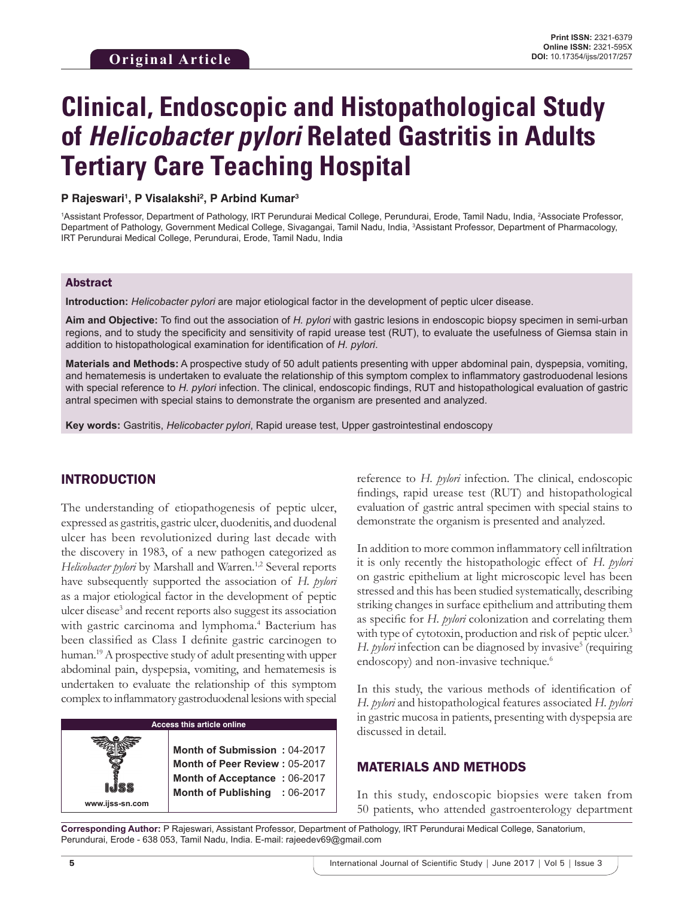Original Article

**Print ISSN:** 2321-6379
**Online ISSN:** 2321-595X
**DOI:** 10.17354/ijss/2017/257

# Clinical, Endoscopic and Histopathological Study of *Helicobacter pylori* Related Gastritis in Adults Tertiary Care Teaching Hospital

**P Rajeswari[1], P Visalakshi[2], P Arbind Kumar[3]**

[1]Assistant Professor, Department of Pathology, IRT Perundurai Medical College, Perundurai, Erode, Tamil Nadu, India, [2]Associate Professor, Department of Pathology, Government Medical College, Sivagangai, Tamil Nadu, India, [3]Assistant Professor, Department of Pharmacology, IRT Perundurai Medical College, Perundurai, Erode, Tamil Nadu, India

## Abstract

**Introduction:** *Helicobacter pylori* are major etiological factor in the development of peptic ulcer disease.

**Aim and Objective:** To find out the association of *H. pylori* with gastric lesions in endoscopic biopsy specimen in semi-urban regions, and to study the specificity and sensitivity of rapid urease test (RUT), to evaluate the usefulness of Giemsa stain in addition to histopathological examination for identification of *H. pylori*.

**Materials and Methods:** A prospective study of 50 adult patients presenting with upper abdominal pain, dyspepsia, vomiting, and hematemesis is undertaken to evaluate the relationship of this symptom complex to inflammatory gastroduodenal lesions with special reference to *H. pylori* infection. The clinical, endoscopic findings, RUT and histopathological evaluation of gastric antral specimen with special stains to demonstrate the organism are presented and analyzed.

**Key words:** Gastritis, *Helicobacter pylori*, Rapid urease test, Upper gastrointestinal endoscopy

## INTRODUCTION

The understanding of etiopathogenesis of peptic ulcer, expressed as gastritis, gastric ulcer, duodenitis, and duodenal ulcer has been revolutionized during last decade with the discovery in 1983, of a new pathogen categorized as *Helicobacter pylori* by Marshall and Warren.[1,2] Several reports have subsequently supported the association of *H. pylori* as a major etiological factor in the development of peptic ulcer disease[3] and recent reports also suggest its association with gastric carcinoma and lymphoma.[4] Bacterium has been classified as Class I definite gastric carcinogen to human.[19] A prospective study of adult presenting with upper abdominal pain, dyspepsia, vomiting, and hematemesis is undertaken to evaluate the relationship of this symptom complex to inflammatory gastroduodenal lesions with special reference to *H. pylori* infection. The clinical, endoscopic findings, rapid urease test (RUT) and histopathological evaluation of gastric antral specimen with special stains to demonstrate the organism is presented and analyzed.

In addition to more common inflammatory cell infiltration it is only recently the histopathologic effect of *H. pylori* on gastric epithelium at light microscopic level has been stressed and this has been studied systematically, describing striking changes in surface epithelium and attributing them as specific for *H. pylori* colonization and correlating them with type of cytotoxin, production and risk of peptic ulcer.[3] *H. pylori* infection can be diagnosed by invasive[5] (requiring endoscopy) and non-invasive technique.[6]

In this study, the various methods of identification of *H. pylori* and histopathological features associated *H. pylori* in gastric mucosa in patients, presenting with dyspepsia are discussed in detail.

| Access this article online | |
|---|---|
| www.ijss-sn.com | **Month of Submission :** 04-2017<br>**Month of Peer Review :** 05-2017<br>**Month of Acceptance :** 06-2017<br>**Month of Publishing :** 06-2017 |

## MATERIALS AND METHODS

In this study, endoscopic biopsies were taken from 50 patients, who attended gastroenterology department

**Corresponding Author:** P Rajeswari, Assistant Professor, Department of Pathology, IRT Perundurai Medical College, Sanatorium, Perundurai, Erode - 638 053, Tamil Nadu, India. E-mail: rajeedev69@gmail.com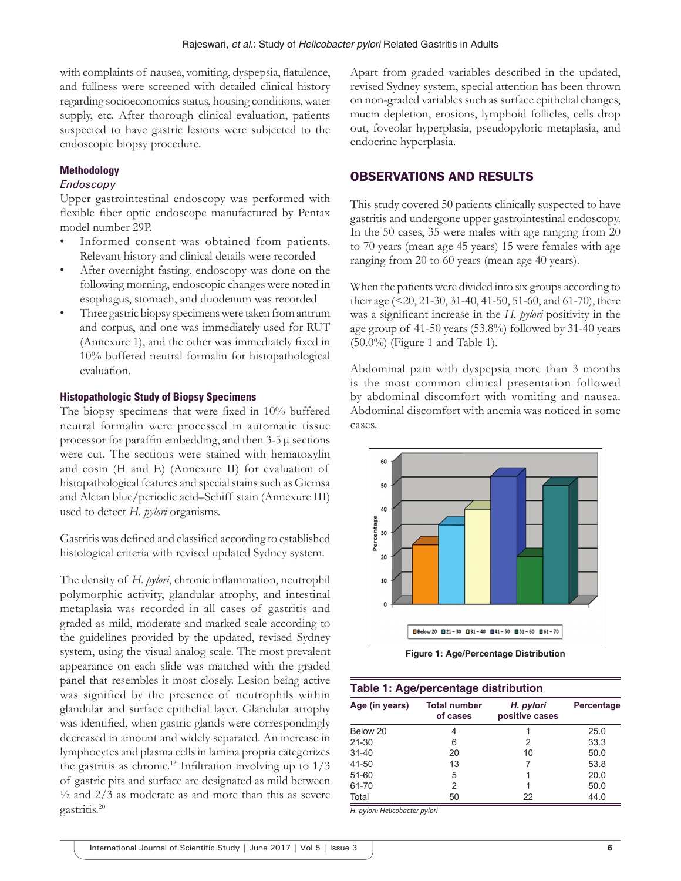with complaints of nausea, vomiting, dyspepsia, flatulence, and fullness were screened with detailed clinical history regarding socioeconomics status, housing conditions, water supply, etc. After thorough clinical evaluation, patients suspected to have gastric lesions were subjected to the endoscopic biopsy procedure.

### Methodology

*Endoscopy*

Upper gastrointestinal endoscopy was performed with flexible fiber optic endoscope manufactured by Pentax model number 29P.

- Informed consent was obtained from patients. Relevant history and clinical details were recorded
- After overnight fasting, endoscopy was done on the following morning, endoscopic changes were noted in esophagus, stomach, and duodenum was recorded
- Three gastric biopsy specimens were taken from antrum and corpus, and one was immediately used for RUT (Annexure 1), and the other was immediately fixed in 10% buffered neutral formalin for histopathological evaluation.

### Histopathologic Study of Biopsy Specimens

The biopsy specimens that were fixed in 10% buffered neutral formalin were processed in automatic tissue processor for paraffin embedding, and then 3-5 μ sections were cut. The sections were stained with hematoxylin and eosin (H and E) (Annexure II) for evaluation of histopathological features and special stains such as Giemsa and Alcian blue/periodic acid–Schiff stain (Annexure III) used to detect *H. pylori* organisms.

Gastritis was defined and classified according to established histological criteria with revised updated Sydney system.

The density of *H. pylori*, chronic inflammation, neutrophil polymorphic activity, glandular atrophy, and intestinal metaplasia was recorded in all cases of gastritis and graded as mild, moderate and marked scale according to the guidelines provided by the updated, revised Sydney system, using the visual analog scale. The most prevalent appearance on each slide was matched with the graded panel that resembles it most closely. Lesion being active was signified by the presence of neutrophils within glandular and surface epithelial layer. Glandular atrophy was identified, when gastric glands were correspondingly decreased in amount and widely separated. An increase in lymphocytes and plasma cells in lamina propria categorizes the gastritis as chronic.[13] Infiltration involving up to 1/3 of gastric pits and surface are designated as mild between ½ and 2/3 as moderate as and more than this as severe gastritis.[20]

Apart from graded variables described in the updated, revised Sydney system, special attention has been thrown on non-graded variables such as surface epithelial changes, mucin depletion, erosions, lymphoid follicles, cells drop out, foveolar hyperplasia, pseudopyloric metaplasia, and endocrine hyperplasia.

## OBSERVATIONS AND RESULTS

This study covered 50 patients clinically suspected to have gastritis and undergone upper gastrointestinal endoscopy. In the 50 cases, 35 were males with age ranging from 20 to 70 years (mean age 45 years) 15 were females with age ranging from 20 to 60 years (mean age 40 years).

When the patients were divided into six groups according to their age (<20, 21-30, 31-40, 41-50, 51-60, and 61-70), there was a significant increase in the *H. pylori* positivity in the age group of 41-50 years (53.8%) followed by 31-40 years (50.0%) (Figure 1 and Table 1).

Abdominal pain with dyspepsia more than 3 months is the most common clinical presentation followed by abdominal discomfort with vomiting and nausea. Abdominal discomfort with anemia was noticed in some cases.

Figure 1: Age/Percentage Distribution

**Table 1: Age/percentage distribution**

| Age (in years) | Total number of cases | *H. pylori* positive cases | Percentage |
|---|---|---|---|
| Below 20 | 4 | 1 | 25.0 |
| 21-30 | 6 | 2 | 33.3 |
| 31-40 | 20 | 10 | 50.0 |
| 41-50 | 13 | 7 | 53.8 |
| 51-60 | 5 | 1 | 20.0 |
| 61-70 | 2 | 1 | 50.0 |
| Total | 50 | 22 | 44.0 |

*H. pylori: Helicobacter pylori*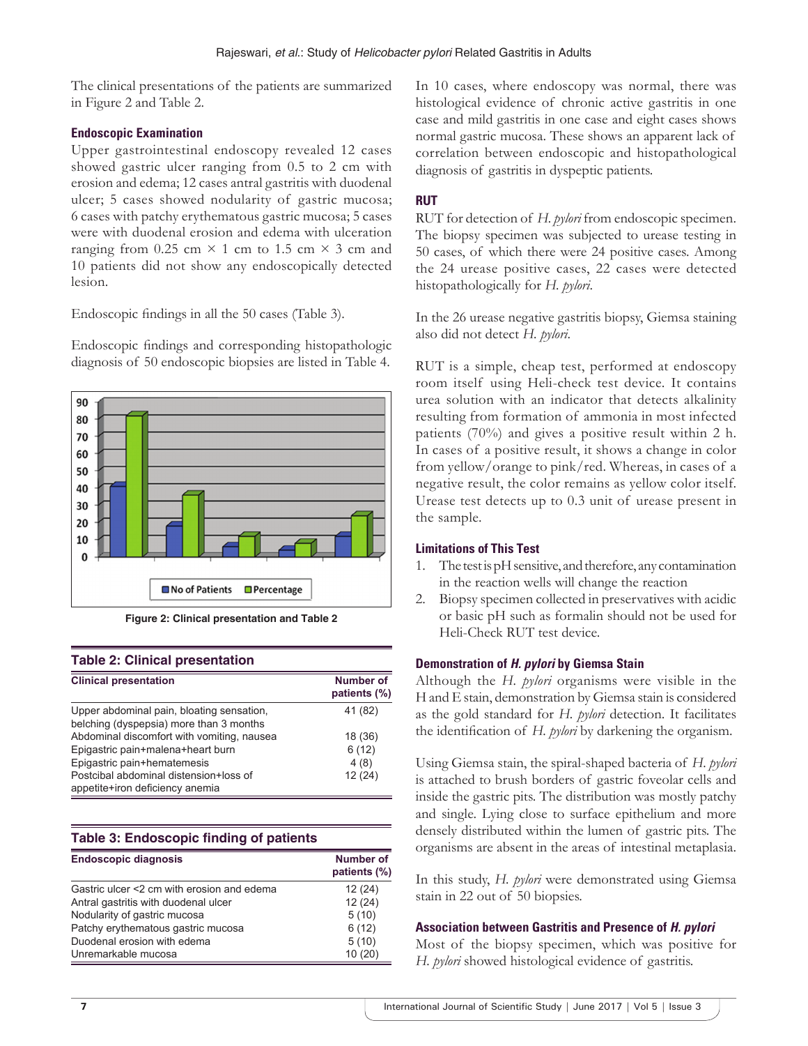The clinical presentations of the patients are summarized in Figure 2 and Table 2.

### Endoscopic Examination

Upper gastrointestinal endoscopy revealed 12 cases showed gastric ulcer ranging from 0.5 to 2 cm with erosion and edema; 12 cases antral gastritis with duodenal ulcer; 5 cases showed nodularity of gastric mucosa; 6 cases with patchy erythematous gastric mucosa; 5 cases were with duodenal erosion and edema with ulceration ranging from 0.25 cm × 1 cm to 1.5 cm × 3 cm and 10 patients did not show any endoscopically detected lesion.

Endoscopic findings in all the 50 cases (Table 3).

Endoscopic findings and corresponding histopathologic diagnosis of 50 endoscopic biopsies are listed in Table 4.

**Figure 2: Clinical presentation and Table 2**

**Table 2: Clinical presentation**

| Clinical presentation | Number of patients (%) |
|---|---|
| Upper abdominal pain, bloating sensation, belching (dyspepsia) more than 3 months | 41 (82) |
| Abdominal discomfort with vomiting, nausea | 18 (36) |
| Epigastric pain+malena+heart burn | 6 (12) |
| Epigastric pain+hematemesis | 4 (8) |
| Postcibal abdominal distension+loss of appetite+iron deficiency anemia | 12 (24) |

**Table 3: Endoscopic finding of patients**

| Endoscopic diagnosis | Number of patients (%) |
|---|---|
| Gastric ulcer <2 cm with erosion and edema | 12 (24) |
| Antral gastritis with duodenal ulcer | 12 (24) |
| Nodularity of gastric mucosa | 5 (10) |
| Patchy erythematous gastric mucosa | 6 (12) |
| Duodenal erosion with edema | 5 (10) |
| Unremarkable mucosa | 10 (20) |

In 10 cases, where endoscopy was normal, there was histological evidence of chronic active gastritis in one case and mild gastritis in one case and eight cases shows normal gastric mucosa. These shows an apparent lack of correlation between endoscopic and histopathological diagnosis of gastritis in dyspeptic patients.

### RUT

RUT for detection of *H. pylori* from endoscopic specimen. The biopsy specimen was subjected to urease testing in 50 cases, of which there were 24 positive cases. Among the 24 urease positive cases, 22 cases were detected histopathologically for *H. pylori*.

In the 26 urease negative gastritis biopsy, Giemsa staining also did not detect *H. pylori*.

RUT is a simple, cheap test, performed at endoscopy room itself using Heli-check test device. It contains urea solution with an indicator that detects alkalinity resulting from formation of ammonia in most infected patients (70%) and gives a positive result within 2 h. In cases of a positive result, it shows a change in color from yellow/orange to pink/red. Whereas, in cases of a negative result, the color remains as yellow color itself. Urease test detects up to 0.3 unit of urease present in the sample.

### Limitations of This Test

1. The test is pH sensitive, and therefore, any contamination in the reaction wells will change the reaction
2. Biopsy specimen collected in preservatives with acidic or basic pH such as formalin should not be used for Heli-Check RUT test device.

### Demonstration of *H. pylori* by Giemsa Stain

Although the *H. pylori* organisms were visible in the H and E stain, demonstration by Giemsa stain is considered as the gold standard for *H. pylori* detection. It facilitates the identification of *H. pylori* by darkening the organism.

Using Giemsa stain, the spiral-shaped bacteria of *H. pylori* is attached to brush borders of gastric foveolar cells and inside the gastric pits. The distribution was mostly patchy and single. Lying close to surface epithelium and more densely distributed within the lumen of gastric pits. The organisms are absent in the areas of intestinal metaplasia.

In this study, *H. pylori* were demonstrated using Giemsa stain in 22 out of 50 biopsies.

### Association between Gastritis and Presence of *H. pylori*

Most of the biopsy specimen, which was positive for *H. pylori* showed histological evidence of gastritis.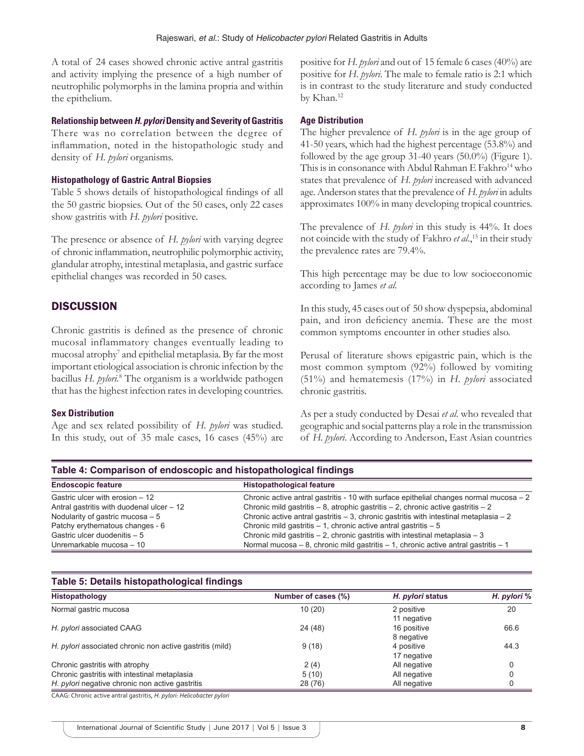A total of 24 cases showed chronic active antral gastritis and activity implying the presence of a high number of neutrophilic polymorphs in the lamina propria and within the epithelium.

#### Relationship between *H. pylori* Density and Severity of Gastritis

There was no correlation between the degree of inflammation, noted in the histopathologic study and density of *H. pylori* organisms.

#### Histopathology of Gastric Antral Biopsies

Table 5 shows details of histopathological findings of all the 50 gastric biopsies. Out of the 50 cases, only 22 cases show gastritis with *H. pylori* positive.

The presence or absence of *H. pylori* with varying degree of chronic inflammation, neutrophilic polymorphic activity, glandular atrophy, intestinal metaplasia, and gastric surface epithelial changes was recorded in 50 cases.

## DISCUSSION

Chronic gastritis is defined as the presence of chronic mucosal inflammatory changes eventually leading to mucosal atrophy[7] and epithelial metaplasia. By far the most important etiological association is chronic infection by the bacillus *H. pylori*.[8] The organism is a worldwide pathogen that has the highest infection rates in developing countries.

#### Sex Distribution

Age and sex related possibility of *H. pylori* was studied. In this study, out of 35 male cases, 16 cases (45%) are positive for *H. pylori* and out of 15 female 6 cases (40%) are positive for *H. pylori*. The male to female ratio is 2:1 which is in contrast to the study literature and study conducted by Khan.[12]

#### Age Distribution

The higher prevalence of *H. pylori* is in the age group of 41-50 years, which had the highest percentage (53.8%) and followed by the age group 31-40 years (50.0%) (Figure 1). This is in consonance with Abdul Rahman E Fakhro[14] who states that prevalence of *H. pylori* increased with advanced age. Anderson states that the prevalence of *H. pylori* in adults approximates 100% in many developing tropical countries.

The prevalence of *H. pylori* in this study is 44%. It does not coincide with the study of Fakhro *et al.*,[15] in their study the prevalence rates are 79.4%.

This high percentage may be due to low socioeconomic according to James *et al*.

In this study, 45 cases out of 50 show dyspepsia, abdominal pain, and iron deficiency anemia. These are the most common symptoms encounter in other studies also.

Perusal of literature shows epigastric pain, which is the most common symptom (92%) followed by vomiting (51%) and hematemesis (17%) in *H. pylori* associated chronic gastritis.

As per a study conducted by Desai *et al.* who revealed that geographic and social patterns play a role in the transmission of *H. pylori*. According to Anderson, East Asian countries

**Table 4: Comparison of endoscopic and histopathological findings**

| Endoscopic feature | Histopathological feature |
|---|---|
| Gastric ulcer with erosion – 12 | Chronic active antral gastritis - 10 with surface epithelial changes normal mucosa – 2 |
| Antral gastritis with duodenal ulcer – 12 | Chronic mild gastritis – 8, atrophic gastritis – 2, chronic active gastritis – 2 |
| Nodularity of gastric mucosa – 5 | Chronic active antral gastritis – 3, chronic gastritis with intestinal metaplasia – 2 |
| Patchy erythematous changes - 6 | Chronic mild gastritis – 1, chronic active antral gastritis – 5 |
| Gastric ulcer duodenitis – 5 | Chronic mild gastritis – 2, chronic gastritis with intestinal metaplasia – 3 |
| Unremarkable mucosa – 10 | Normal mucosa – 8, chronic mild gastritis – 1, chronic active antral gastritis – 1 |

**Table 5: Details histopathological findings**

| Histopathology | Number of cases (%) | *H. pylori* status | *H. pylori* % |
|---|---|---|---|
| Normal gastric mucosa | 10 (20) | 2 positive<br>11 negative | 20 |
| *H. pylori* associated CAAG | 24 (48) | 16 positive<br>8 negative | 66.6 |
| *H. pylori* associated chronic non active gastritis (mild) | 9 (18) | 4 positive<br>17 negative | 44.3 |
| Chronic gastritis with atrophy | 2 (4) | All negative | 0 |
| Chronic gastritis with intestinal metaplasia | 5 (10) | All negative | 0 |
| *H. pylori* negative chronic non active gastritis | 28 (76) | All negative | 0 |

CAAG: Chronic active antral gastritis, *H. pylori*: *Helicobacter pylori*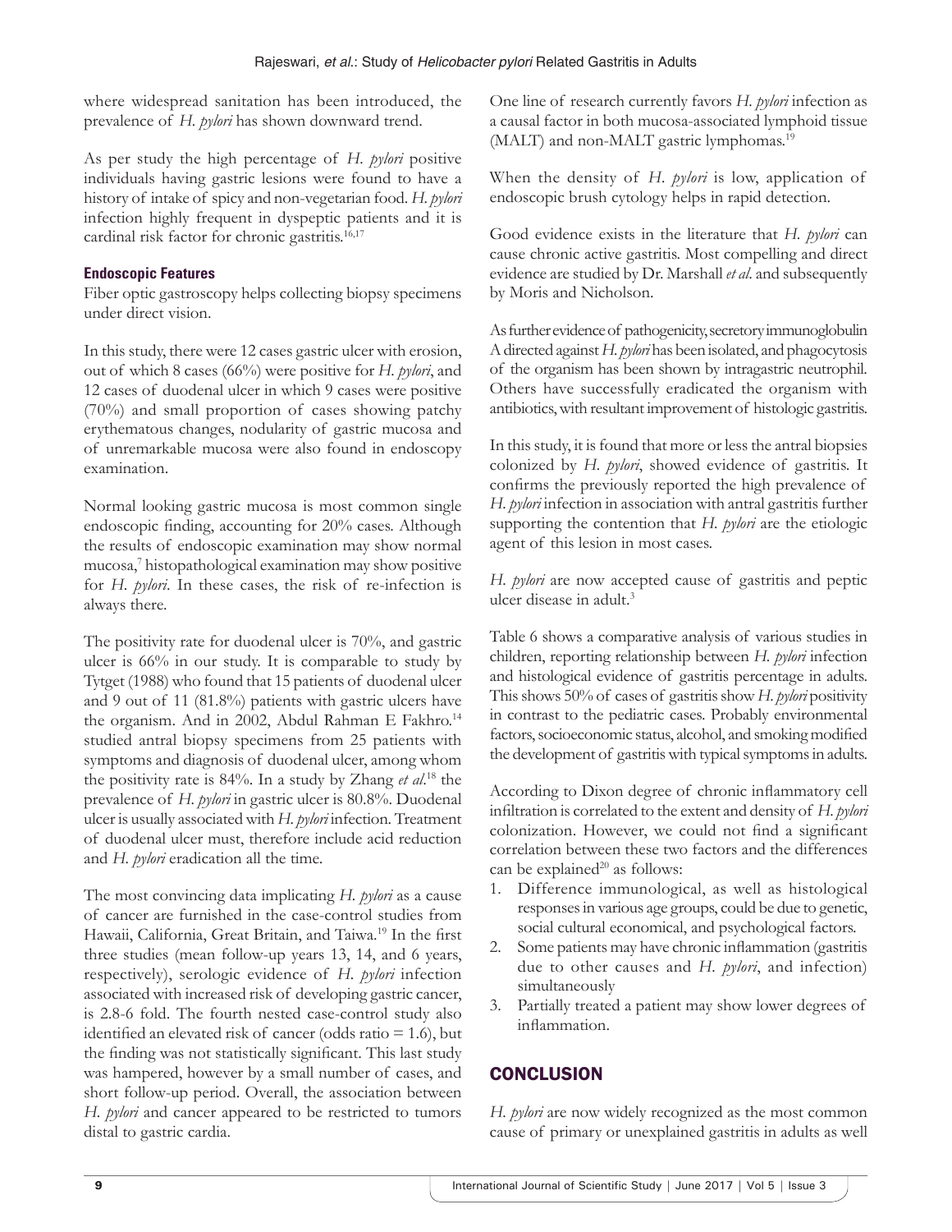where widespread sanitation has been introduced, the prevalence of *H. pylori* has shown downward trend.

As per study the high percentage of *H. pylori* positive individuals having gastric lesions were found to have a history of intake of spicy and non-vegetarian food. *H. pylori* infection highly frequent in dyspeptic patients and it is cardinal risk factor for chronic gastritis.[16,17]

### Endoscopic Features

Fiber optic gastroscopy helps collecting biopsy specimens under direct vision.

In this study, there were 12 cases gastric ulcer with erosion, out of which 8 cases (66%) were positive for *H. pylori*, and 12 cases of duodenal ulcer in which 9 cases were positive (70%) and small proportion of cases showing patchy erythematous changes, nodularity of gastric mucosa and of unremarkable mucosa were also found in endoscopy examination.

Normal looking gastric mucosa is most common single endoscopic finding, accounting for 20% cases. Although the results of endoscopic examination may show normal mucosa,[7] histopathological examination may show positive for *H. pylori*. In these cases, the risk of re-infection is always there.

The positivity rate for duodenal ulcer is 70%, and gastric ulcer is 66% in our study. It is comparable to study by Tytget (1988) who found that 15 patients of duodenal ulcer and 9 out of 11 (81.8%) patients with gastric ulcers have the organism. And in 2002, Abdul Rahman E Fakhro.[14] studied antral biopsy specimens from 25 patients with symptoms and diagnosis of duodenal ulcer, among whom the positivity rate is 84%. In a study by Zhang *et al*.[18] the prevalence of *H. pylori* in gastric ulcer is 80.8%. Duodenal ulcer is usually associated with *H. pylori* infection. Treatment of duodenal ulcer must, therefore include acid reduction and *H. pylori* eradication all the time.

The most convincing data implicating *H. pylori* as a cause of cancer are furnished in the case-control studies from Hawaii, California, Great Britain, and Taiwa.[19] In the first three studies (mean follow-up years 13, 14, and 6 years, respectively), serologic evidence of *H. pylori* infection associated with increased risk of developing gastric cancer, is 2.8-6 fold. The fourth nested case-control study also identified an elevated risk of cancer (odds ratio = 1.6), but the finding was not statistically significant. This last study was hampered, however by a small number of cases, and short follow-up period. Overall, the association between *H. pylori* and cancer appeared to be restricted to tumors distal to gastric cardia.

One line of research currently favors *H. pylori* infection as a causal factor in both mucosa-associated lymphoid tissue (MALT) and non-MALT gastric lymphomas.[19]

When the density of *H. pylori* is low, application of endoscopic brush cytology helps in rapid detection.

Good evidence exists in the literature that *H. pylori* can cause chronic active gastritis. Most compelling and direct evidence are studied by Dr. Marshall *et al*. and subsequently by Moris and Nicholson.

As further evidence of pathogenicity, secretory immunoglobulin A directed against *H. pylori* has been isolated, and phagocytosis of the organism has been shown by intragastric neutrophil. Others have successfully eradicated the organism with antibiotics, with resultant improvement of histologic gastritis.

In this study, it is found that more or less the antral biopsies colonized by *H. pylori*, showed evidence of gastritis. It confirms the previously reported the high prevalence of *H. pylori* infection in association with antral gastritis further supporting the contention that *H. pylori* are the etiologic agent of this lesion in most cases.

*H. pylori* are now accepted cause of gastritis and peptic ulcer disease in adult.[3]

Table 6 shows a comparative analysis of various studies in children, reporting relationship between *H. pylori* infection and histological evidence of gastritis percentage in adults. This shows 50% of cases of gastritis show *H. pylori* positivity in contrast to the pediatric cases. Probably environmental factors, socioeconomic status, alcohol, and smoking modified the development of gastritis with typical symptoms in adults.

According to Dixon degree of chronic inflammatory cell infiltration is correlated to the extent and density of *H. pylori* colonization. However, we could not find a significant correlation between these two factors and the differences can be explained[20] as follows:

1. Difference immunological, as well as histological responses in various age groups, could be due to genetic, social cultural economical, and psychological factors.
2. Some patients may have chronic inflammation (gastritis due to other causes and *H. pylori*, and infection) simultaneously
3. Partially treated a patient may show lower degrees of inflammation.

## CONCLUSION

*H. pylori* are now widely recognized as the most common cause of primary or unexplained gastritis in adults as well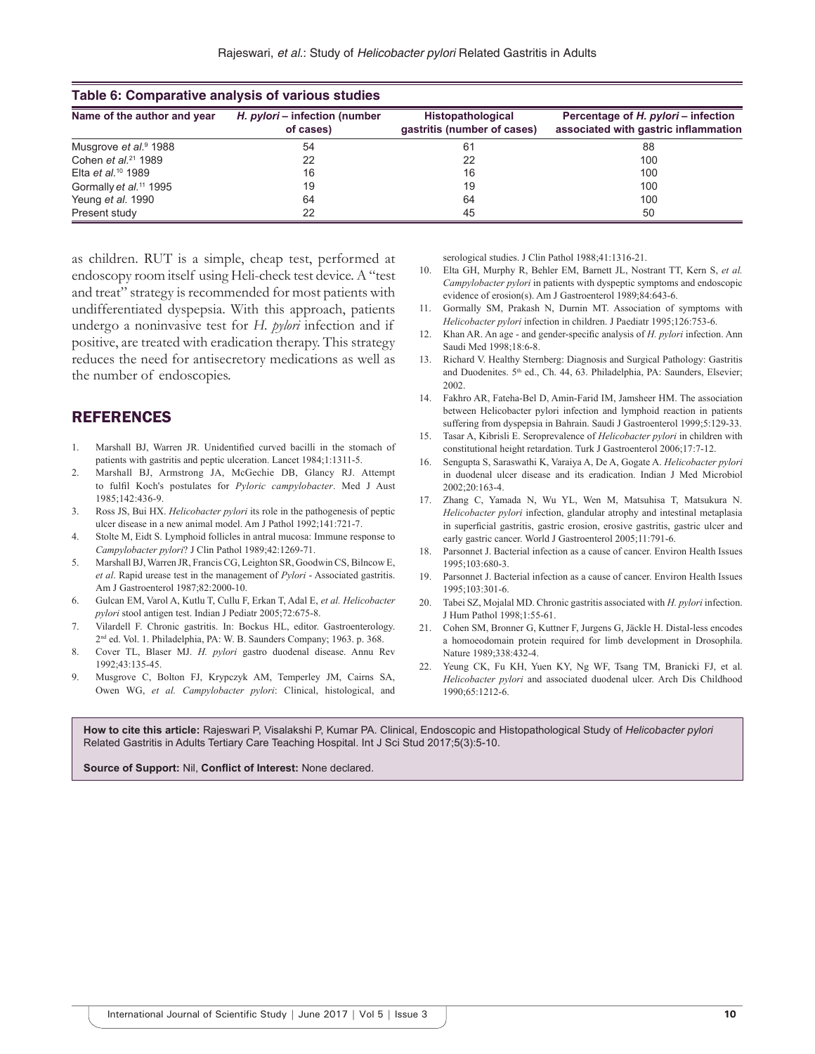**Table 6: Comparative analysis of various studies**

| Name of the author and year | *H. pylori* – infection (number of cases) | Histopathological gastritis (number of cases) | Percentage of *H. pylori* – infection associated with gastric inflammation |
|---|---|---|---|
| Musgrove *et al.*[9] 1988 | 54 | 61 | 88 |
| Cohen *et al.*[21] 1989 | 22 | 22 | 100 |
| Elta *et al.*[10] 1989 | 16 | 16 | 100 |
| Gormally *et al.*[11] 1995 | 19 | 19 | 100 |
| Yeung *et al.* 1990 | 64 | 64 | 100 |
| Present study | 22 | 45 | 50 |

as children. RUT is a simple, cheap test, performed at endoscopy room itself using Heli-check test device. A "test and treat" strategy is recommended for most patients with undifferentiated dyspepsia. With this approach, patients undergo a noninvasive test for *H. pylori* infection and if positive, are treated with eradication therapy. This strategy reduces the need for antisecretory medications as well as the number of endoscopies.

## REFERENCES

1. Marshall BJ, Warren JR. Unidentified curved bacilli in the stomach of patients with gastritis and peptic ulceration. Lancet 1984;1:1311-5.
2. Marshall BJ, Armstrong JA, McGechie DB, Glancy RJ. Attempt to fulfil Koch's postulates for *Pyloric campylobacter*. Med J Aust 1985;142:436-9.
3. Ross JS, Bui HX. *Helicobacter pylori* its role in the pathogenesis of peptic ulcer disease in a new animal model. Am J Pathol 1992;141:721-7.
4. Stolte M, Eidt S. Lymphoid follicles in antral mucosa: Immune response to *Campylobacter pylori*? J Clin Pathol 1989;42:1269-71.
5. Marshall BJ, Warren JR, Francis CG, Leighton SR, Goodwin CS, Bilncow E, *et al*. Rapid urease test in the management of *Pylori* - Associated gastritis. Am J Gastroenterol 1987;82:2000-10.
6. Gulcan EM, Varol A, Kutlu T, Cullu F, Erkan T, Adal E, *et al. Helicobacter pylori* stool antigen test. Indian J Pediatr 2005;72:675-8.
7. Vilardell F. Chronic gastritis. In: Bockus HL, editor. Gastroenterology. 2nd ed. Vol. 1. Philadelphia, PA: W. B. Saunders Company; 1963. p. 368.
8. Cover TL, Blaser MJ. *H. pylori* gastro duodenal disease. Annu Rev 1992;43:135-45.
9. Musgrove C, Bolton FJ, Krypczyk AM, Temperley JM, Cairns SA, Owen WG, *et al. Campylobacter pylori*: Clinical, histological, and serological studies. J Clin Pathol 1988;41:1316-21.
10. Elta GH, Murphy R, Behler EM, Barnett JL, Nostrant TT, Kern S, *et al. Campylobacter pylori* in patients with dyspeptic symptoms and endoscopic evidence of erosion(s). Am J Gastroenterol 1989;84:643-6.
11. Gormally SM, Prakash N, Durnin MT. Association of symptoms with *Helicobacter pylori* infection in children. J Paediatr 1995;126:753-6.
12. Khan AR. An age - and gender-specific analysis of *H. pylori* infection. Ann Saudi Med 1998;18:6-8.
13. Richard V. Healthy Sternberg: Diagnosis and Surgical Pathology: Gastritis and Duodenites. 5th ed., Ch. 44, 63. Philadelphia, PA: Saunders, Elsevier; 2002.
14. Fakhro AR, Fateha-Bel D, Amin-Farid IM, Jamsheer HM. The association between Helicobacter pylori infection and lymphoid reaction in patients suffering from dyspepsia in Bahrain. Saudi J Gastroenterol 1999;5:129-33.
15. Tasar A, Kibrisli E. Seroprevalence of *Helicobacter pylori* in children with constitutional height retardation. Turk J Gastroenterol 2006;17:7-12.
16. Sengupta S, Saraswathi K, Varaiya A, De A, Gogate A. *Helicobacter pylori* in duodenal ulcer disease and its eradication. Indian J Med Microbiol 2002;20:163-4.
17. Zhang C, Yamada N, Wu YL, Wen M, Matsuhisa T, Matsukura N. *Helicobacter pylori* infection, glandular atrophy and intestinal metaplasia in superficial gastritis, gastric erosion, erosive gastritis, gastric ulcer and early gastric cancer. World J Gastroenterol 2005;11:791-6.
18. Parsonnet J. Bacterial infection as a cause of cancer. Environ Health Issues 1995;103:680-3.
19. Parsonnet J. Bacterial infection as a cause of cancer. Environ Health Issues 1995;103:301-6.
20. Tabei SZ, Mojalal MD. Chronic gastritis associated with *H. pylori* infection. J Hum Pathol 1998;1:55-61.
21. Cohen SM, Bronner G, Kuttner F, Jurgens G, Jäckle H. Distal-less encodes a homoeodomain protein required for limb development in Drosophila. Nature 1989;338:432-4.
22. Yeung CK, Fu KH, Yuen KY, Ng WF, Tsang TM, Branicki FJ, et al. *Helicobacter pylori* and associated duodenal ulcer. Arch Dis Childhood 1990;65:1212-6.

**How to cite this article:** Rajeswari P, Visalakshi P, Kumar PA. Clinical, Endoscopic and Histopathological Study of *Helicobacter pylori* Related Gastritis in Adults Tertiary Care Teaching Hospital. Int J Sci Stud 2017;5(3):5-10.

**Source of Support:** Nil, **Conflict of Interest:** None declared.